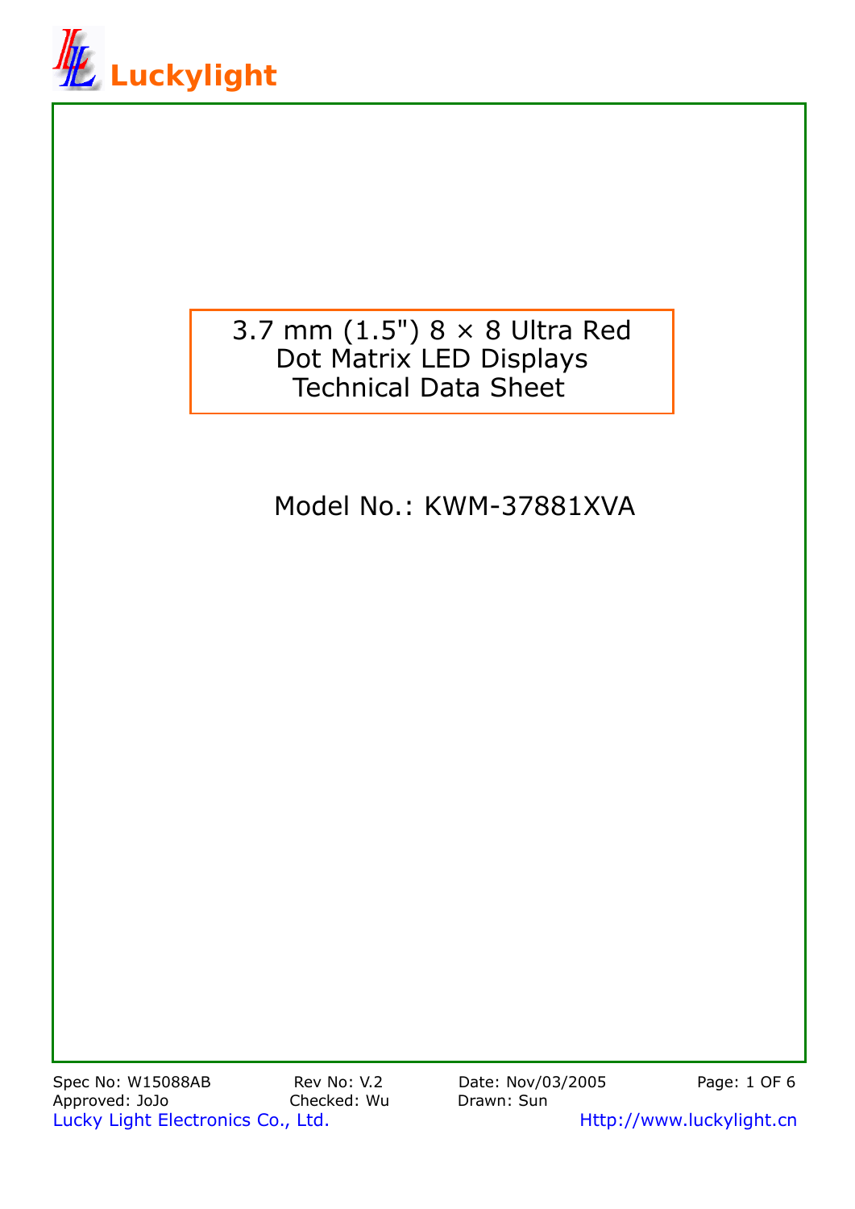Luckylight

# 3.7 mm (1.5") 8 × 8 Ultra Red Dot Matrix LED Displays Technical Data Sheet

Model No.: KWM-37881XVA

Spec No: W15088AB Rev No: V.2 Date: Nov/03/2005

Approved: JoJo Checked: Wu Drawn: Sun

Lucky Light Electronics Co., Ltd. Http://www.luckylight.cn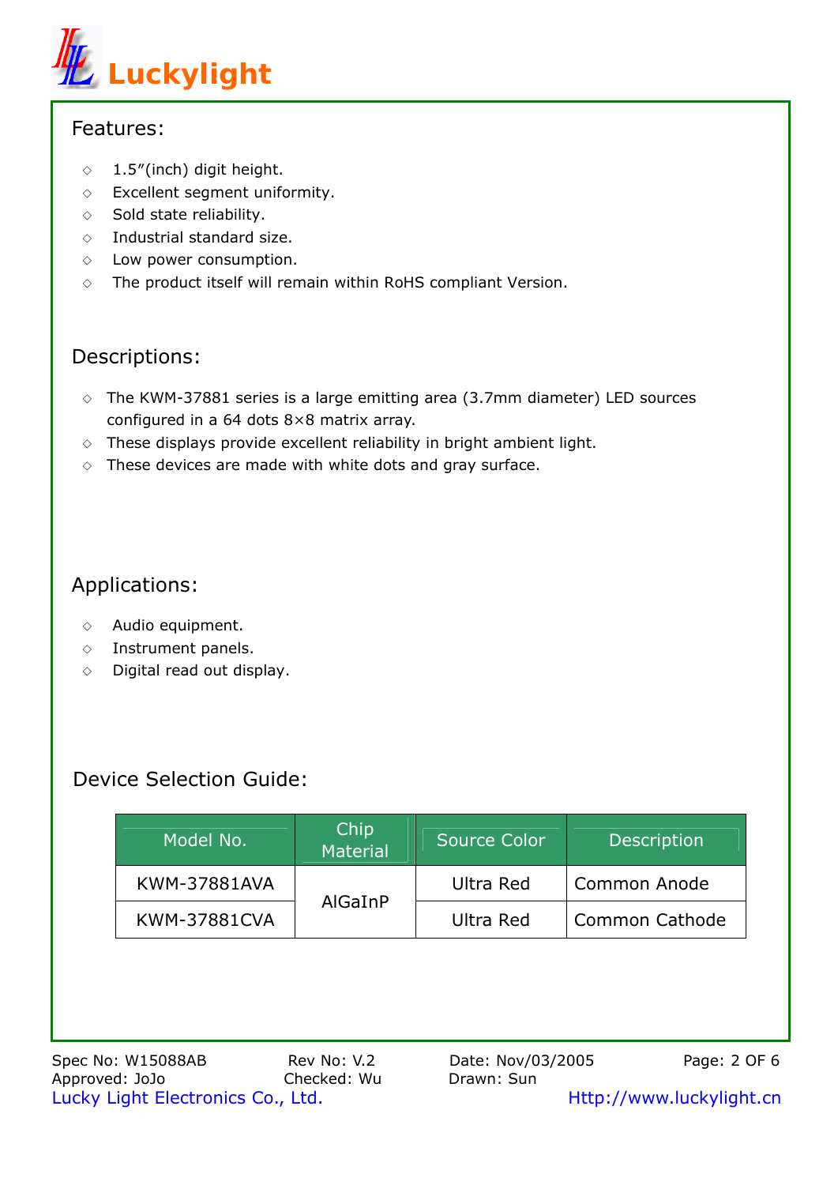## Features:

- 1.5”(inch) digit height.
- Excellent segment uniformity.
- Sold state reliability.
- Industrial standard size.
- Low power consumption.
- The product itself will remain within RoHS compliant Version.

## Descriptions:

- The KWM-37881 series is a large emitting area (3.7mm diameter) LED sources configured in a 64 dots 8×8 matrix array.
- These displays provide excellent reliability in bright ambient light.
- These devices are made with white dots and gray surface.

## Applications:

- Audio equipment.
- Instrument panels.
- Digital read out display.

## Device Selection Guide:

| Model No. | Chip Material | Source Color | Description |
|---|---|---|---|
| KWM-37881AVA | AlGaInP | Ultra Red | Common Anode |
| KWM-37881CVA | | Ultra Red | Common Cathode |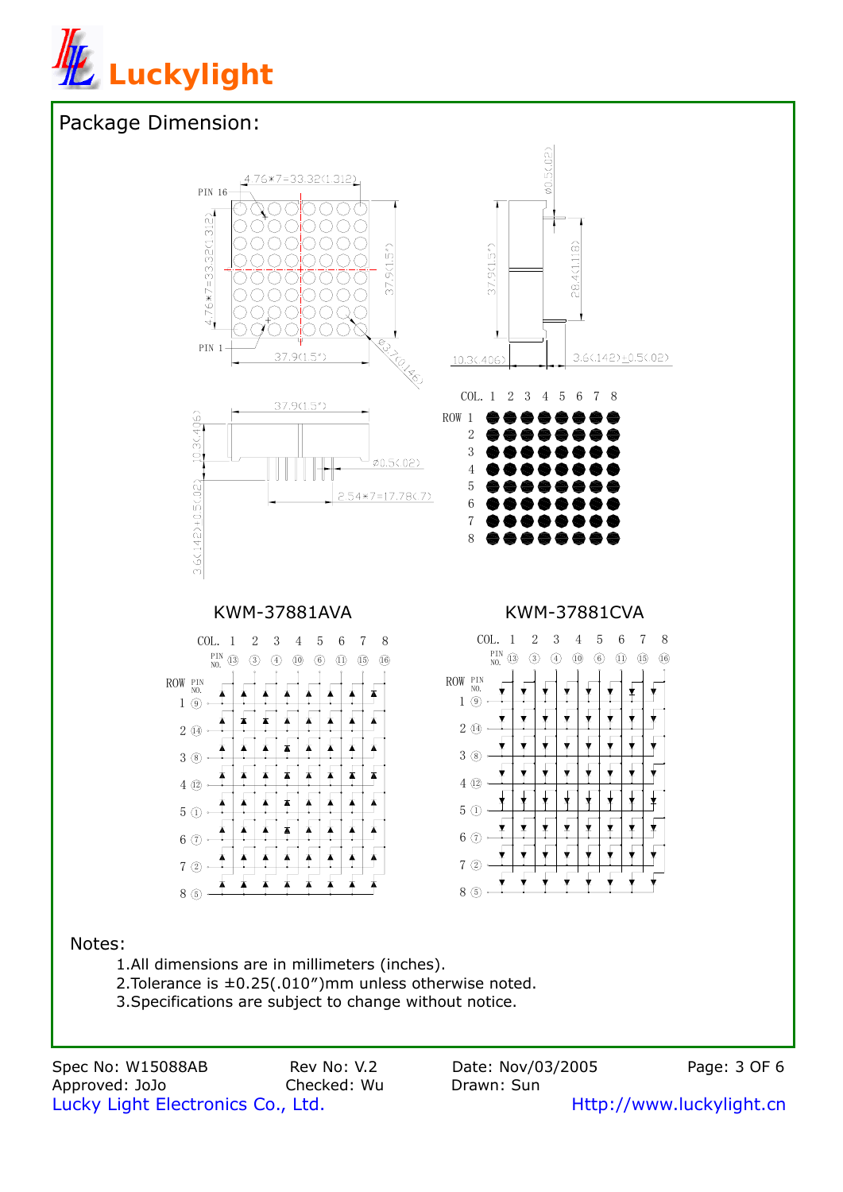## Package Dimension:

KWM-37881AVA

KWM-37881CVA

Notes:

1. All dimensions are in millimeters (inches).
2. Tolerance is ±0.25(.010″)mm unless otherwise noted.
3. Specifications are subject to change without notice.

Spec No: W15088AB
Rev No: V.2
Date: Nov/03/2005
Approved: JoJo
Checked: Wu
Drawn: Sun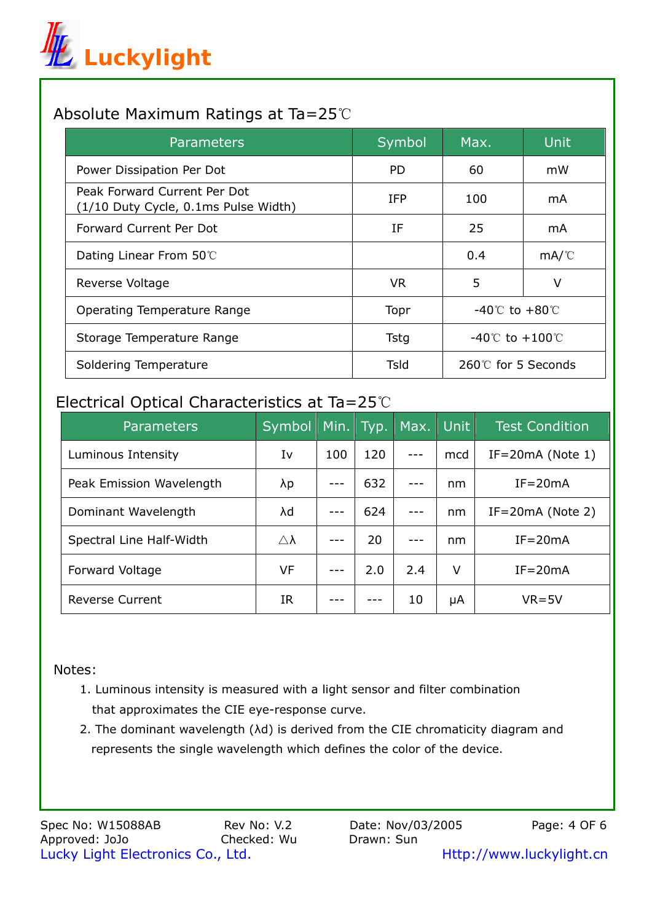# Luckylight

## Absolute Maximum Ratings at Ta=25℃

| Parameters | Symbol | Max. | Unit |
|---|---|---|---|
| Power Dissipation Per Dot | PD | 60 | mW |
| Peak Forward Current Per Dot (1/10 Duty Cycle, 0.1ms Pulse Width) | IFP | 100 | mA |
| Forward Current Per Dot | IF | 25 | mA |
| Dating Linear From 50℃ | | 0.4 | mA/℃ |
| Reverse Voltage | VR | 5 | V |
| Operating Temperature Range | Topr | -40℃ to +80℃ | |
| Storage Temperature Range | Tstg | -40℃ to +100℃ | |
| Soldering Temperature | Tsld | 260℃ for 5 Seconds | |

## Electrical Optical Characteristics at Ta=25℃

| Parameters | Symbol | Min. | Typ. | Max. | Unit | Test Condition |
|---|---|---|---|---|---|---|
| Luminous Intensity | Iv | 100 | 120 | --- | mcd | IF=20mA (Note 1) |
| Peak Emission Wavelength | λp | --- | 632 | --- | nm | IF=20mA |
| Dominant Wavelength | λd | --- | 624 | --- | nm | IF=20mA (Note 2) |
| Spectral Line Half-Width | △λ | --- | 20 | --- | nm | IF=20mA |
| Forward Voltage | VF | --- | 2.0 | 2.4 | V | IF=20mA |
| Reverse Current | IR | --- | --- | 10 | μA | VR=5V |

Notes:

1. Luminous intensity is measured with a light sensor and filter combination that approximates the CIE eye-response curve.
2. The dominant wavelength (λd) is derived from the CIE chromaticity diagram and represents the single wavelength which defines the color of the device.

Spec No: W15088AB Rev No: V.2 Date: Nov/03/2005
Approved: JoJo Checked: Wu Drawn: Sun
Lucky Light Electronics Co., Ltd. Http://www.luckylight.cn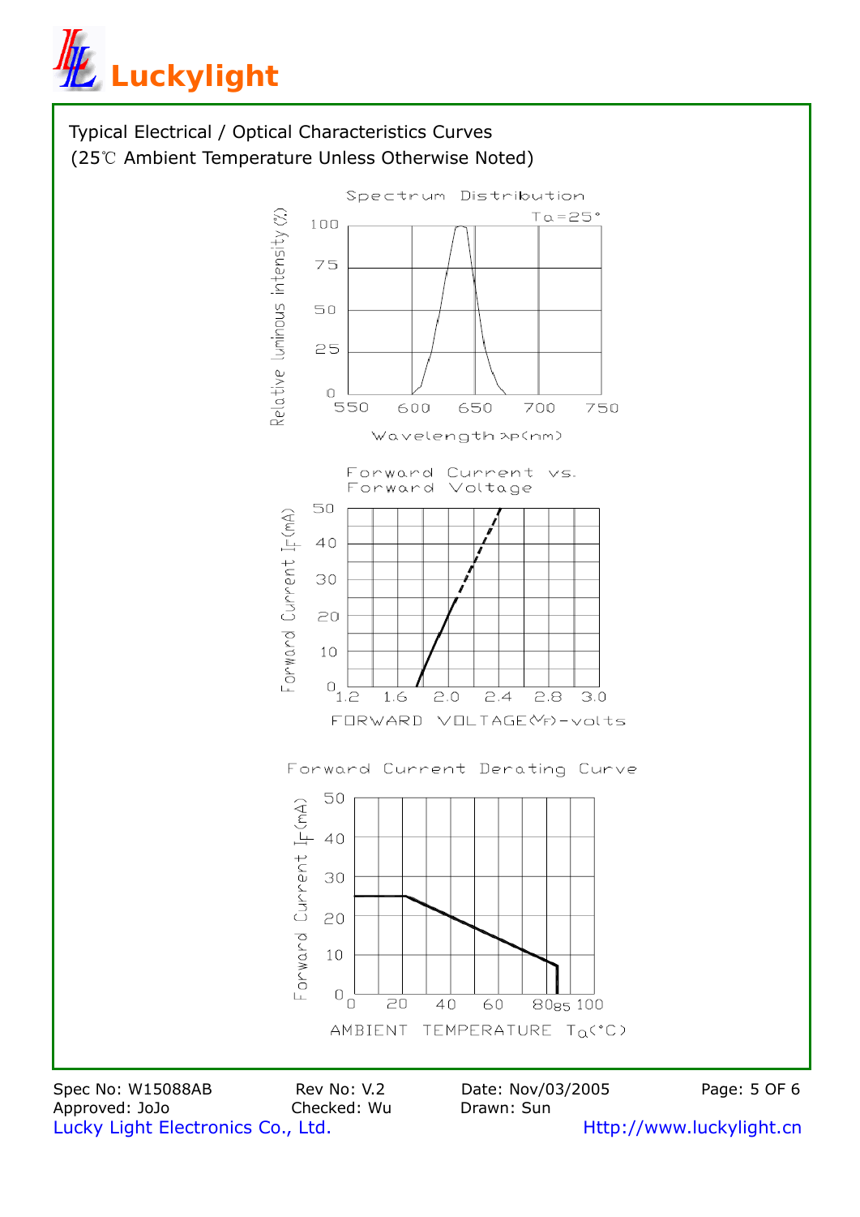Typical Electrical / Optical Characteristics Curves
(25℃ Ambient Temperature Unless Otherwise Noted)

Spectrum Distribution

Ta=25°

Relative luminous intensity (%)

100
75
50
25
0

550 600 650 700 750

Wavelength λp(nm)

Forward Current vs. Forward Voltage

Forward Current $I_F$(mA)

50
40
30
20
10
0

1.2 1.6 2.0 2.4 2.8 3.0

FORWARD VOLTAGE($V_F$)-volts

Forward Current Derating Curve

Forward Current $I_F$(mA)

50
40
30
20
10
0

0 20 40 60 80 85 100

AMBIENT TEMPERATURE $T_a$(°C)

Spec No: W15088AB　Rev No: V.2　Date: Nov/03/2005
Approved: JoJo　Checked: Wu　Drawn: Sun
Lucky Light Electronics Co., Ltd.　Http://www.luckylight.cn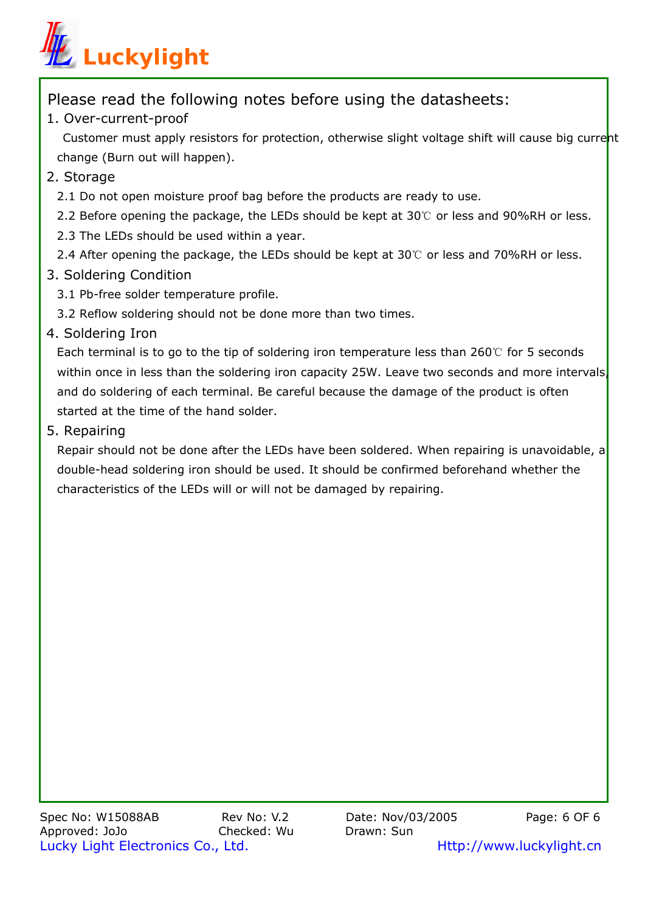Please read the following notes before using the datasheets:

## 1. Over-current-proof

Customer must apply resistors for protection, otherwise slight voltage shift will cause big current change (Burn out will happen).

## 2. Storage

2.1 Do not open moisture proof bag before the products are ready to use.

2.2 Before opening the package, the LEDs should be kept at 30℃ or less and 90%RH or less.

2.3 The LEDs should be used within a year.

2.4 After opening the package, the LEDs should be kept at 30℃ or less and 70%RH or less.

## 3. Soldering Condition

3.1 Pb-free solder temperature profile.

3.2 Reflow soldering should not be done more than two times.

## 4. Soldering Iron

Each terminal is to go to the tip of soldering iron temperature less than 260℃ for 5 seconds within once in less than the soldering iron capacity 25W. Leave two seconds and more intervals, and do soldering of each terminal. Be careful because the damage of the product is often started at the time of the hand solder.

## 5. Repairing

Repair should not be done after the LEDs have been soldered. When repairing is unavoidable, a double-head soldering iron should be used. It should be confirmed beforehand whether the characteristics of the LEDs will or will not be damaged by repairing.